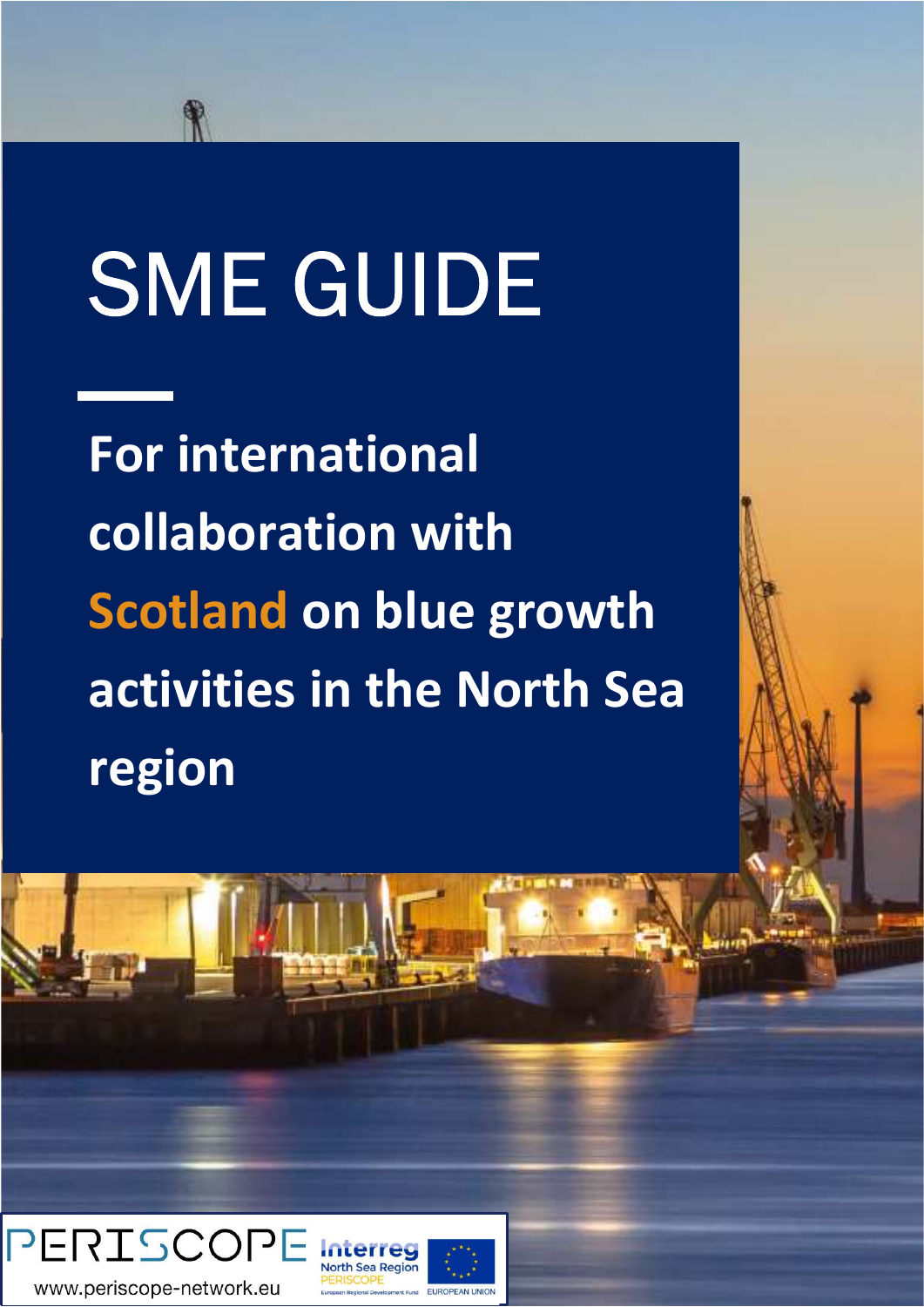# SME GUIDE

**For international collaboration with Scotland on blue growth activities in the North Sea region**

PERISCOPE

www.periscope-network.eu

Interreg North Sea Region PERISCOPE

European Regional Development Fund

EUROPEAN UNION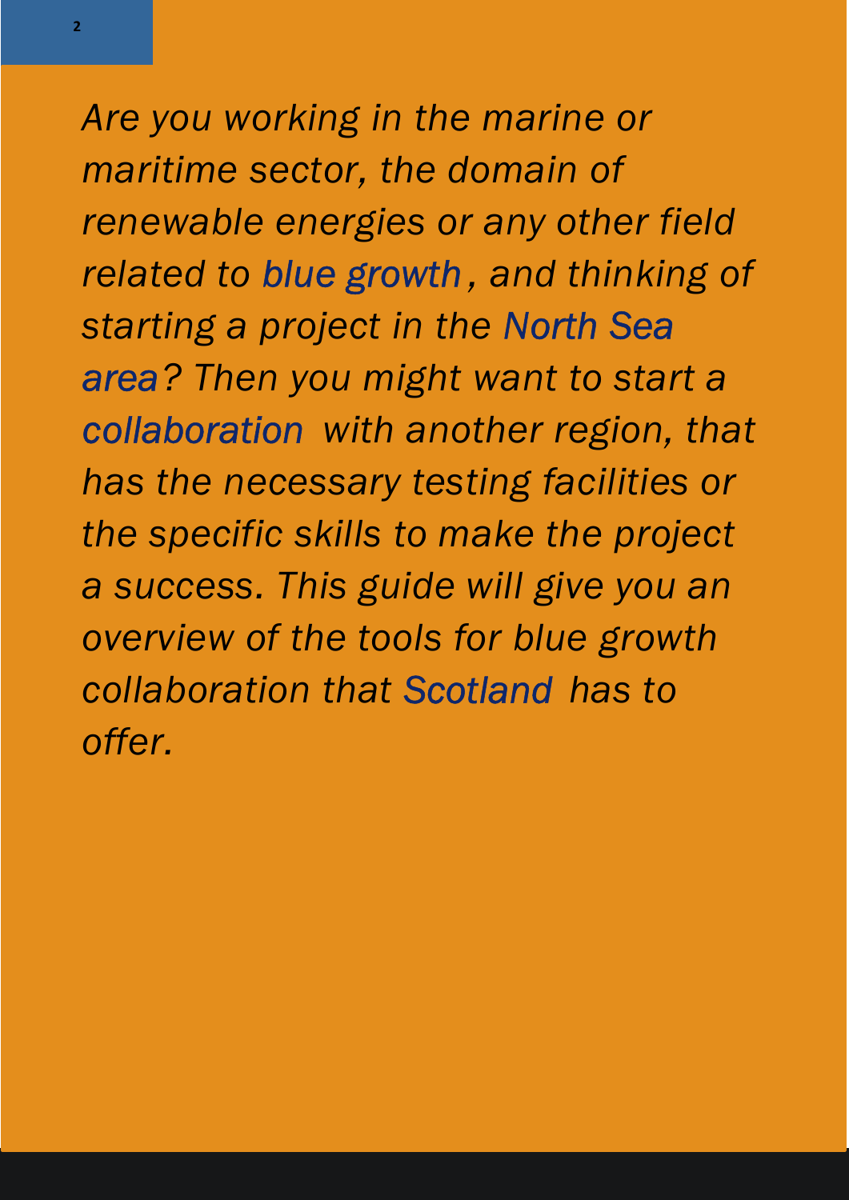*Are you working in the marine or maritime sector, the domain of renewable energies or any other field related to blue growth, and thinking of starting a project in the North Sea area? Then you might want to start a collaboration with another region, that has the necessary testing facilities or the specific skills to make the project a success. This guide will give you an overview of the tools for blue growth collaboration that Scotland has to offer.*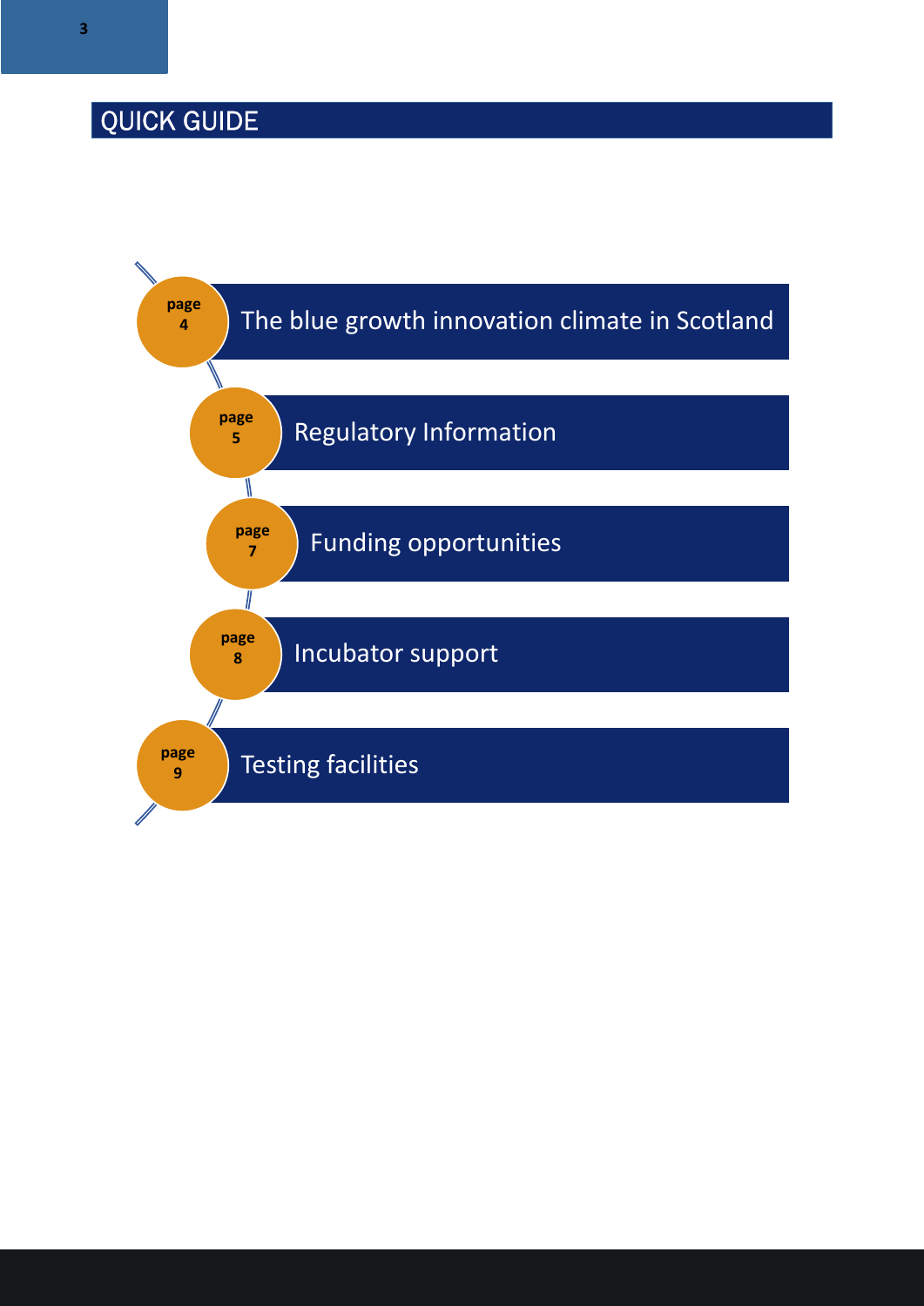# QUICK GUIDE

- page 4 — The blue growth innovation climate in Scotland
- page 5 — Regulatory Information
- page 7 — Funding opportunities
- page 8 — Incubator support
- page 9 — Testing facilities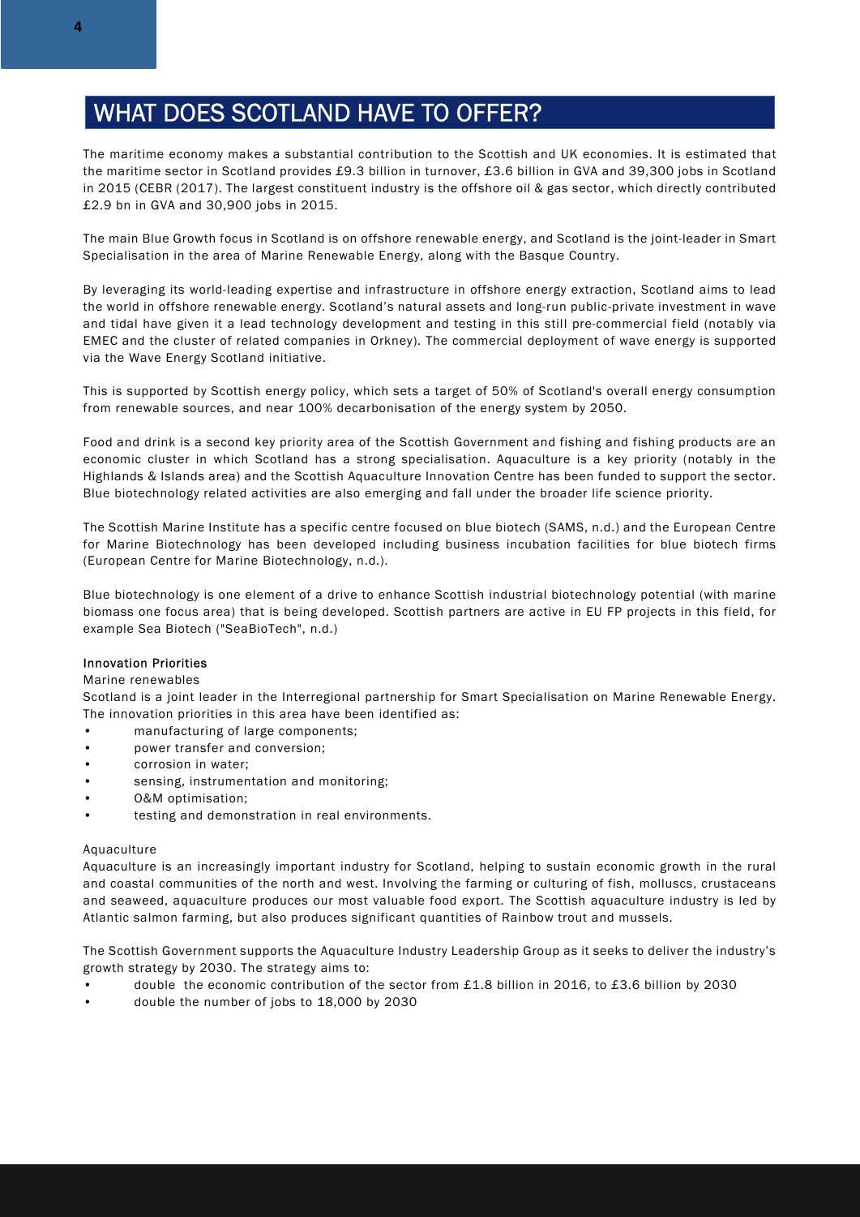# WHAT DOES SCOTLAND HAVE TO OFFER?

The maritime economy makes a substantial contribution to the Scottish and UK economies. It is estimated that the maritime sector in Scotland provides £9.3 billion in turnover, £3.6 billion in GVA and 39,300 jobs in Scotland in 2015 (CEBR (2017). The largest constituent industry is the offshore oil & gas sector, which directly contributed £2.9 bn in GVA and 30,900 jobs in 2015.

The main Blue Growth focus in Scotland is on offshore renewable energy, and Scotland is the joint-leader in Smart Specialisation in the area of Marine Renewable Energy, along with the Basque Country.

By leveraging its world-leading expertise and infrastructure in offshore energy extraction, Scotland aims to lead the world in offshore renewable energy. Scotland's natural assets and long-run public-private investment in wave and tidal have given it a lead technology development and testing in this still pre-commercial field (notably via EMEC and the cluster of related companies in Orkney). The commercial deployment of wave energy is supported via the Wave Energy Scotland initiative.

This is supported by Scottish energy policy, which sets a target of 50% of Scotland's overall energy consumption from renewable sources, and near 100% decarbonisation of the energy system by 2050.

Food and drink is a second key priority area of the Scottish Government and fishing and fishing products are an economic cluster in which Scotland has a strong specialisation. Aquaculture is a key priority (notably in the Highlands & Islands area) and the Scottish Aquaculture Innovation Centre has been funded to support the sector. Blue biotechnology related activities are also emerging and fall under the broader life science priority.

The Scottish Marine Institute has a specific centre focused on blue biotech (SAMS, n.d.) and the European Centre for Marine Biotechnology has been developed including business incubation facilities for blue biotech firms (European Centre for Marine Biotechnology, n.d.).

Blue biotechnology is one element of a drive to enhance Scottish industrial biotechnology potential (with marine biomass one focus area) that is being developed. Scottish partners are active in EU FP projects in this field, for example Sea Biotech ("SeaBioTech", n.d.)

**Innovation Priorities**

Marine renewables

Scotland is a joint leader in the Interregional partnership for Smart Specialisation on Marine Renewable Energy. The innovation priorities in this area have been identified as:

- manufacturing of large components;
- power transfer and conversion;
- corrosion in water;
- sensing, instrumentation and monitoring;
- O&M optimisation;
- testing and demonstration in real environments.

Aquaculture

Aquaculture is an increasingly important industry for Scotland, helping to sustain economic growth in the rural and coastal communities of the north and west. Involving the farming or culturing of fish, molluscs, crustaceans and seaweed, aquaculture produces our most valuable food export. The Scottish aquaculture industry is led by Atlantic salmon farming, but also produces significant quantities of Rainbow trout and mussels.

The Scottish Government supports the Aquaculture Industry Leadership Group as it seeks to deliver the industry's growth strategy by 2030. The strategy aims to:

- double the economic contribution of the sector from £1.8 billion in 2016, to £3.6 billion by 2030
- double the number of jobs to 18,000 by 2030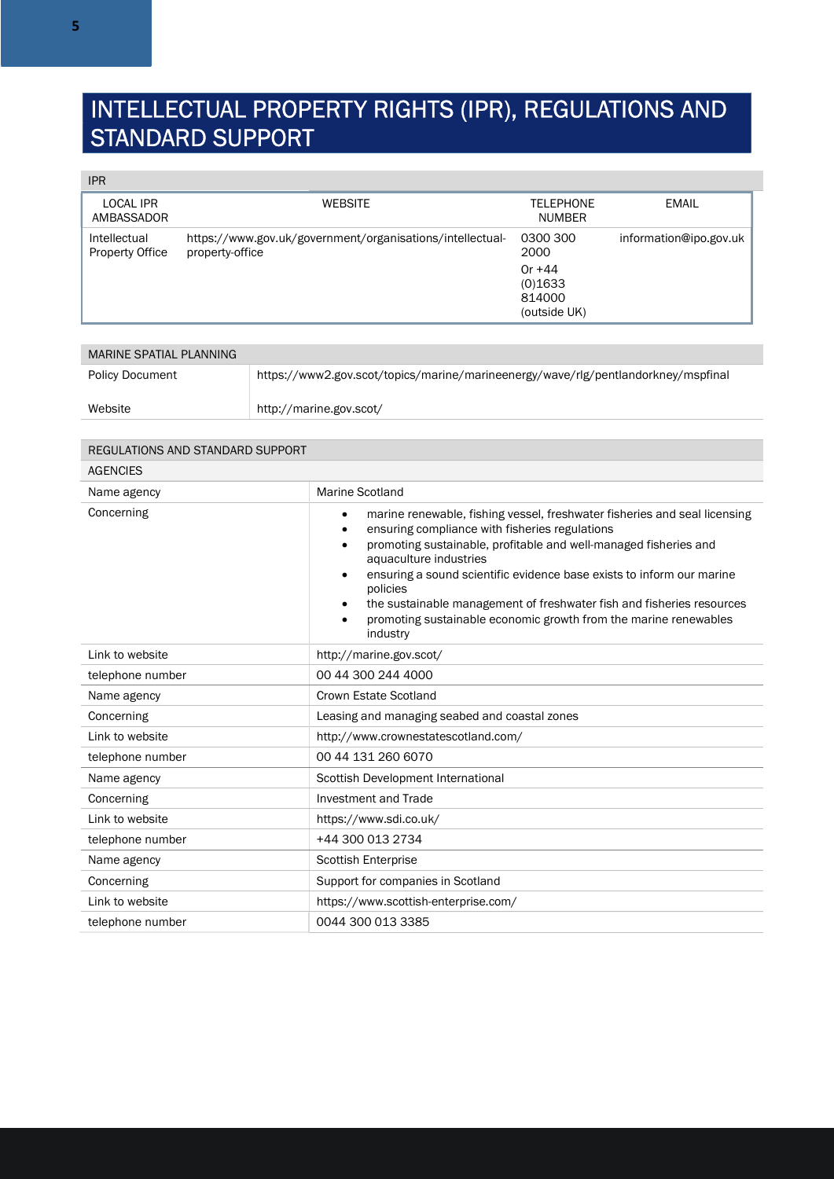# INTELLECTUAL PROPERTY RIGHTS (IPR), REGULATIONS AND STANDARD SUPPORT

| IPR | | | |
|---|---|---|---|
| LOCAL IPR AMBASSADOR | WEBSITE | TELEPHONE NUMBER | EMAIL |
| Intellectual Property Office | https://www.gov.uk/government/organisations/intellectual-property-office | 0300 300 2000<br>Or +44 (0)1633 814000 (outside UK) | information@ipo.gov.uk |

| MARINE SPATIAL PLANNING | |
|---|---|
| Policy Document | https://www2.gov.scot/topics/marine/marineenergy/wave/rlg/pentlandorkney/mspfinal |
| Website | http://marine.gov.scot/ |

| REGULATIONS AND STANDARD SUPPORT | |
|---|---|
| AGENCIES | |
| Name agency | Marine Scotland |
| Concerning | • marine renewable, fishing vessel, freshwater fisheries and seal licensing<br>• ensuring compliance with fisheries regulations<br>• promoting sustainable, profitable and well-managed fisheries and aquaculture industries<br>• ensuring a sound scientific evidence base exists to inform our marine policies<br>• the sustainable management of freshwater fish and fisheries resources<br>• promoting sustainable economic growth from the marine renewables industry |
| Link to website | http://marine.gov.scot/ |
| telephone number | 00 44 300 244 4000 |
| Name agency | Crown Estate Scotland |
| Concerning | Leasing and managing seabed and coastal zones |
| Link to website | http://www.crownestatescotland.com/ |
| telephone number | 00 44 131 260 6070 |
| Name agency | Scottish Development International |
| Concerning | Investment and Trade |
| Link to website | https://www.sdi.co.uk/ |
| telephone number | +44 300 013 2734 |
| Name agency | Scottish Enterprise |
| Concerning | Support for companies in Scotland |
| Link to website | https://www.scottish-enterprise.com/ |
| telephone number | 0044 300 013 3385 |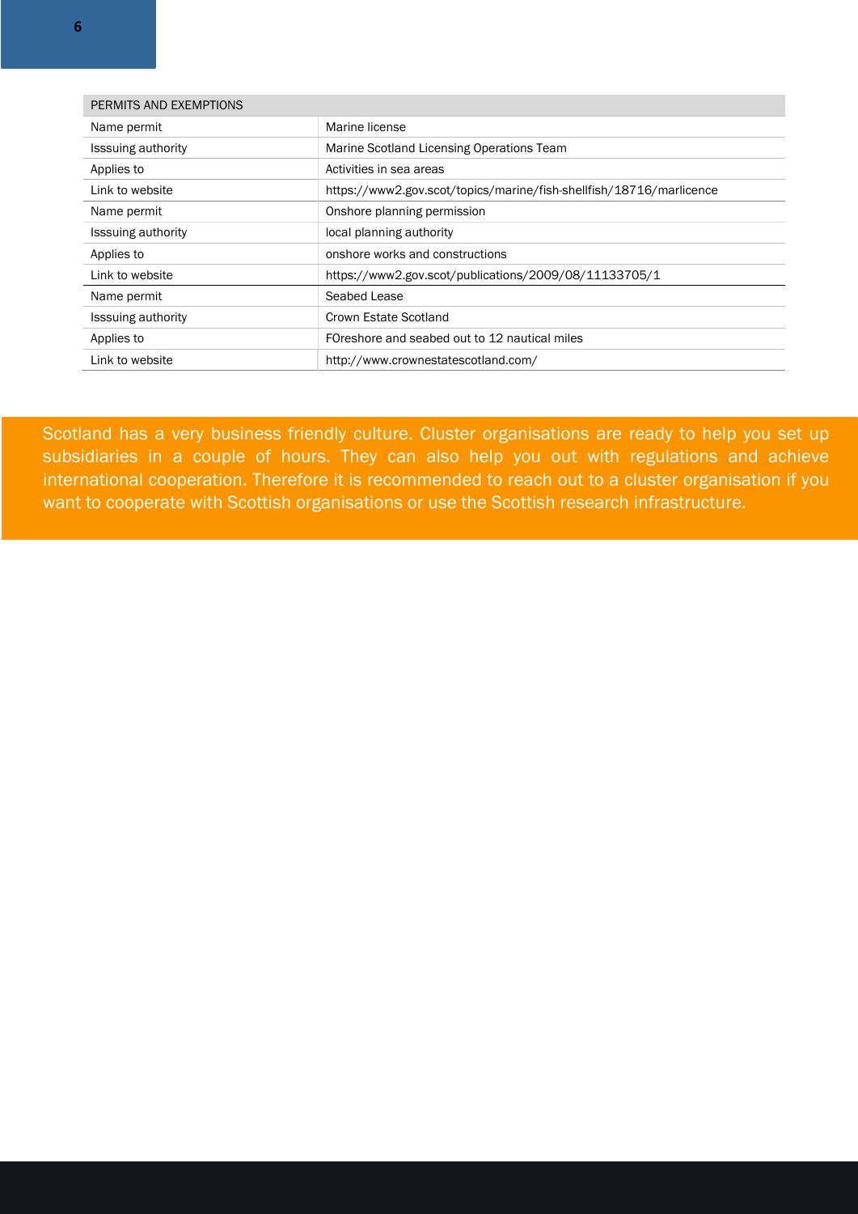| PERMITS AND EXEMPTIONS | |
|---|---|
| Name permit | Marine license |
| Isssuing authority | Marine Scotland Licensing Operations Team |
| Applies to | Activities in sea areas |
| Link to website | https://www2.gov.scot/topics/marine/fish-shellfish/18716/marlicence |
| Name permit | Onshore planning permission |
| Isssuing authority | local planning authority |
| Applies to | onshore works and constructions |
| Link to website | https://www2.gov.scot/publications/2009/08/11133705/1 |
| Name permit | Seabed Lease |
| Isssuing authority | Crown Estate Scotland |
| Applies to | FOreshore and seabed out to 12 nautical miles |
| Link to website | http://www.crownestatescotland.com/ |

Scotland has a very business friendly culture. Cluster organisations are ready to help you set up subsidiaries in a couple of hours. They can also help you out with regulations and achieve international cooperation. Therefore it is recommended to reach out to a cluster organisation if you want to cooperate with Scottish organisations or use the Scottish research infrastructure.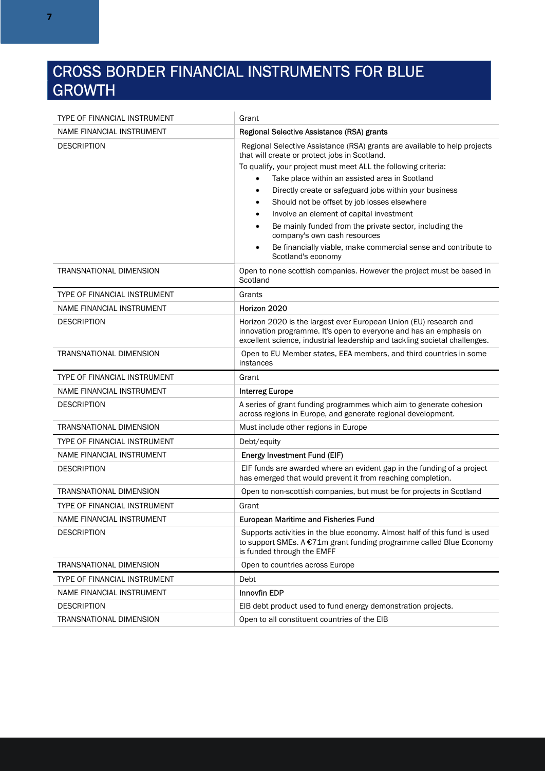# CROSS BORDER FINANCIAL INSTRUMENTS FOR BLUE GROWTH

| | |
|---|---|
| TYPE OF FINANCIAL INSTRUMENT | Grant |
| NAME FINANCIAL INSTRUMENT | Regional Selective Assistance (RSA) grants |
| DESCRIPTION | Regional Selective Assistance (RSA) grants are available to help projects that will create or protect jobs in Scotland.<br>To qualify, your project must meet ALL the following criteria:<br>• Take place within an assisted area in Scotland<br>• Directly create or safeguard jobs within your business<br>• Should not be offset by job losses elsewhere<br>• Involve an element of capital investment<br>• Be mainly funded from the private sector, including the company's own cash resources<br>• Be financially viable, make commercial sense and contribute to Scotland's economy |
| TRANSNATIONAL DIMENSION | Open to none scottish companies. However the project must be based in Scotland |
| TYPE OF FINANCIAL INSTRUMENT | Grants |
| NAME FINANCIAL INSTRUMENT | Horizon 2020 |
| DESCRIPTION | Horizon 2020 is the largest ever European Union (EU) research and innovation programme. It's open to everyone and has an emphasis on excellent science, industrial leadership and tackling societal challenges. |
| TRANSNATIONAL DIMENSION | Open to EU Member states, EEA members, and third countries in some instances |
| TYPE OF FINANCIAL INSTRUMENT | Grant |
| NAME FINANCIAL INSTRUMENT | Interreg Europe |
| DESCRIPTION | A series of grant funding programmes which aim to generate cohesion across regions in Europe, and generate regional development. |
| TRANSNATIONAL DIMENSION | Must include other regions in Europe |
| TYPE OF FINANCIAL INSTRUMENT | Debt/equity |
| NAME FINANCIAL INSTRUMENT | Energy Investment Fund (EIF) |
| DESCRIPTION | EIF funds are awarded where an evident gap in the funding of a project has emerged that would prevent it from reaching completion. |
| TRANSNATIONAL DIMENSION | Open to non-scottish companies, but must be for projects in Scotland |
| TYPE OF FINANCIAL INSTRUMENT | Grant |
| NAME FINANCIAL INSTRUMENT | European Maritime and Fisheries Fund |
| DESCRIPTION | Supports activities in the blue economy. Almost half of this fund is used to support SMEs. A €71m grant funding programme called Blue Economy is funded through the EMFF |
| TRANSNATIONAL DIMENSION | Open to countries across Europe |
| TYPE OF FINANCIAL INSTRUMENT | Debt |
| NAME FINANCIAL INSTRUMENT | Innovfin EDP |
| DESCRIPTION | EIB debt product used to fund energy demonstration projects. |
| TRANSNATIONAL DIMENSION | Open to all constituent countries of the EIB |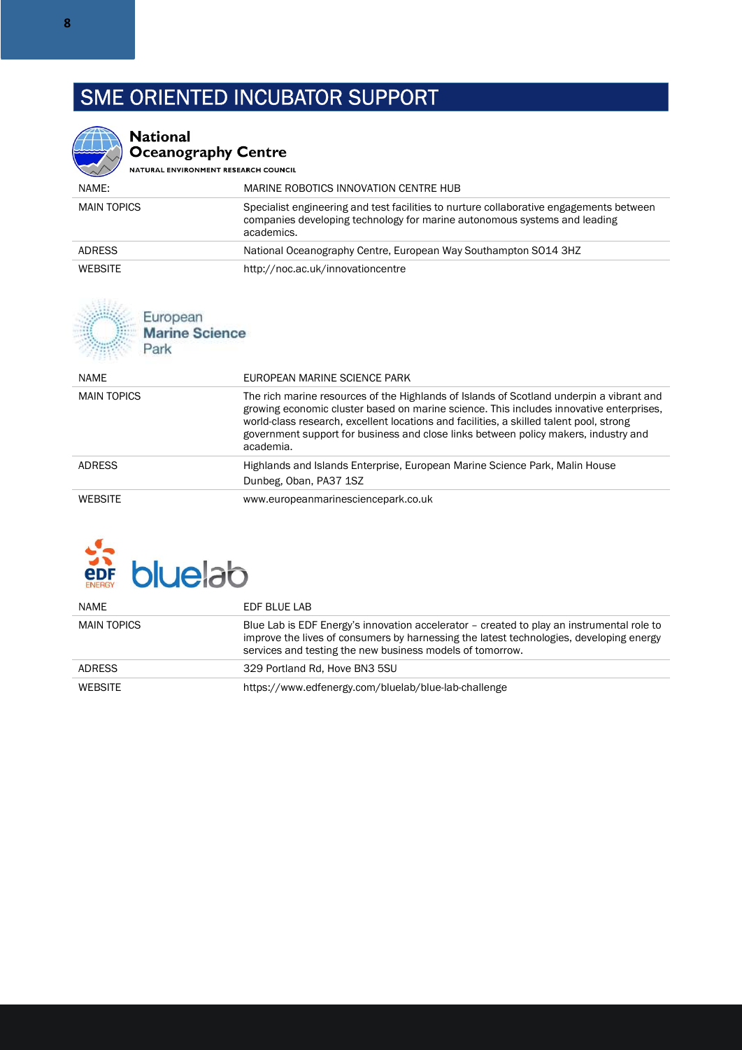# SME ORIENTED INCUBATOR SUPPORT

**National Oceanography Centre**
NATURAL ENVIRONMENT RESEARCH COUNCIL

| NAME: | MARINE ROBOTICS INNOVATION CENTRE HUB |
|---|---|
| MAIN TOPICS | Specialist engineering and test facilities to nurture collaborative engagements between companies developing technology for marine autonomous systems and leading academics. |
| ADRESS | National Oceanography Centre, European Way Southampton SO14 3HZ |
| WEBSITE | http://noc.ac.uk/innovationcentre |

**European Marine Science Park**

| NAME | EUROPEAN MARINE SCIENCE PARK |
|---|---|
| MAIN TOPICS | The rich marine resources of the Highlands of Islands of Scotland underpin a vibrant and growing economic cluster based on marine science. This includes innovative enterprises, world-class research, excellent locations and facilities, a skilled talent pool, strong government support for business and close links between policy makers, industry and academia. |
| ADRESS | Highlands and Islands Enterprise, European Marine Science Park, Malin House Dunbeg, Oban, PA37 1SZ |
| WEBSITE | www.europeanmarinesciencepark.co.uk |

**EDF ENERGY bluelab**

| NAME | EDF BLUE LAB |
|---|---|
| MAIN TOPICS | Blue Lab is EDF Energy's innovation accelerator – created to play an instrumental role to improve the lives of consumers by harnessing the latest technologies, developing energy services and testing the new business models of tomorrow. |
| ADRESS | 329 Portland Rd, Hove BN3 5SU |
| WEBSITE | https://www.edfenergy.com/bluelab/blue-lab-challenge |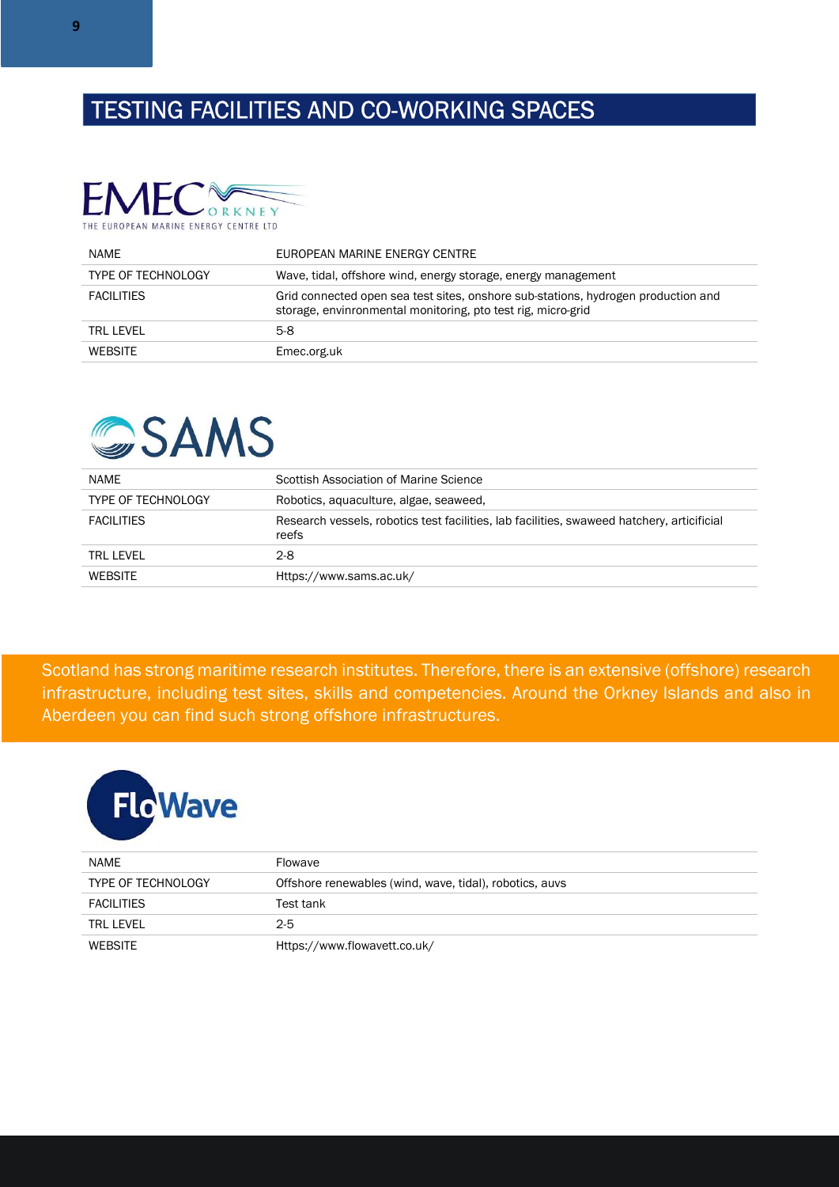# TESTING FACILITIES AND CO-WORKING SPACES

| NAME | EUROPEAN MARINE ENERGY CENTRE |
|---|---|
| TYPE OF TECHNOLOGY | Wave, tidal, offshore wind, energy storage, energy management |
| FACILITIES | Grid connected open sea test sites, onshore sub-stations, hydrogen production and storage, envinronmental monitoring, pto test rig, micro-grid |
| TRL LEVEL | 5-8 |
| WEBSITE | Emec.org.uk |

| NAME | Scottish Association of Marine Science |
|---|---|
| TYPE OF TECHNOLOGY | Robotics, aquaculture, algae, seaweed, |
| FACILITIES | Research vessels, robotics test facilities, lab facilities, swaweed hatchery, articificial reefs |
| TRL LEVEL | 2-8 |
| WEBSITE | Https://www.sams.ac.uk/ |

Scotland has strong maritime research institutes. Therefore, there is an extensive (offshore) research infrastructure, including test sites, skills and competencies. Around the Orkney Islands and also in Aberdeen you can find such strong offshore infrastructures.

| NAME | Flowave |
|---|---|
| TYPE OF TECHNOLOGY | Offshore renewables (wind, wave, tidal), robotics, auvs |
| FACILITIES | Test tank |
| TRL LEVEL | 2-5 |
| WEBSITE | Https://www.flowavett.co.uk/ |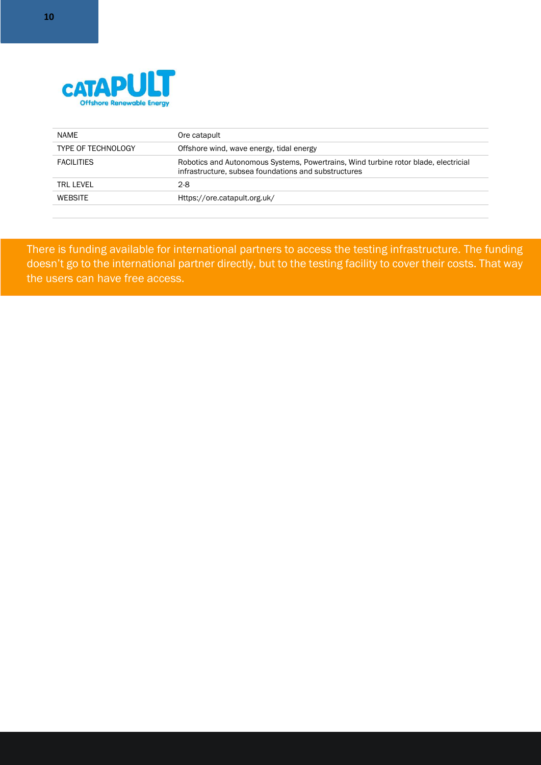| NAME | Ore catapult |
|---|---|
| TYPE OF TECHNOLOGY | Offshore wind, wave energy, tidal energy |
| FACILITIES | Robotics and Autonomous Systems, Powertrains, Wind turbine rotor blade, electricial infrastructure, subsea foundations and substructures |
| TRL LEVEL | 2-8 |
| WEBSITE | Https://ore.catapult.org.uk/ |

There is funding available for international partners to access the testing infrastructure. The funding doesn't go to the international partner directly, but to the testing facility to cover their costs. That way the users can have free access.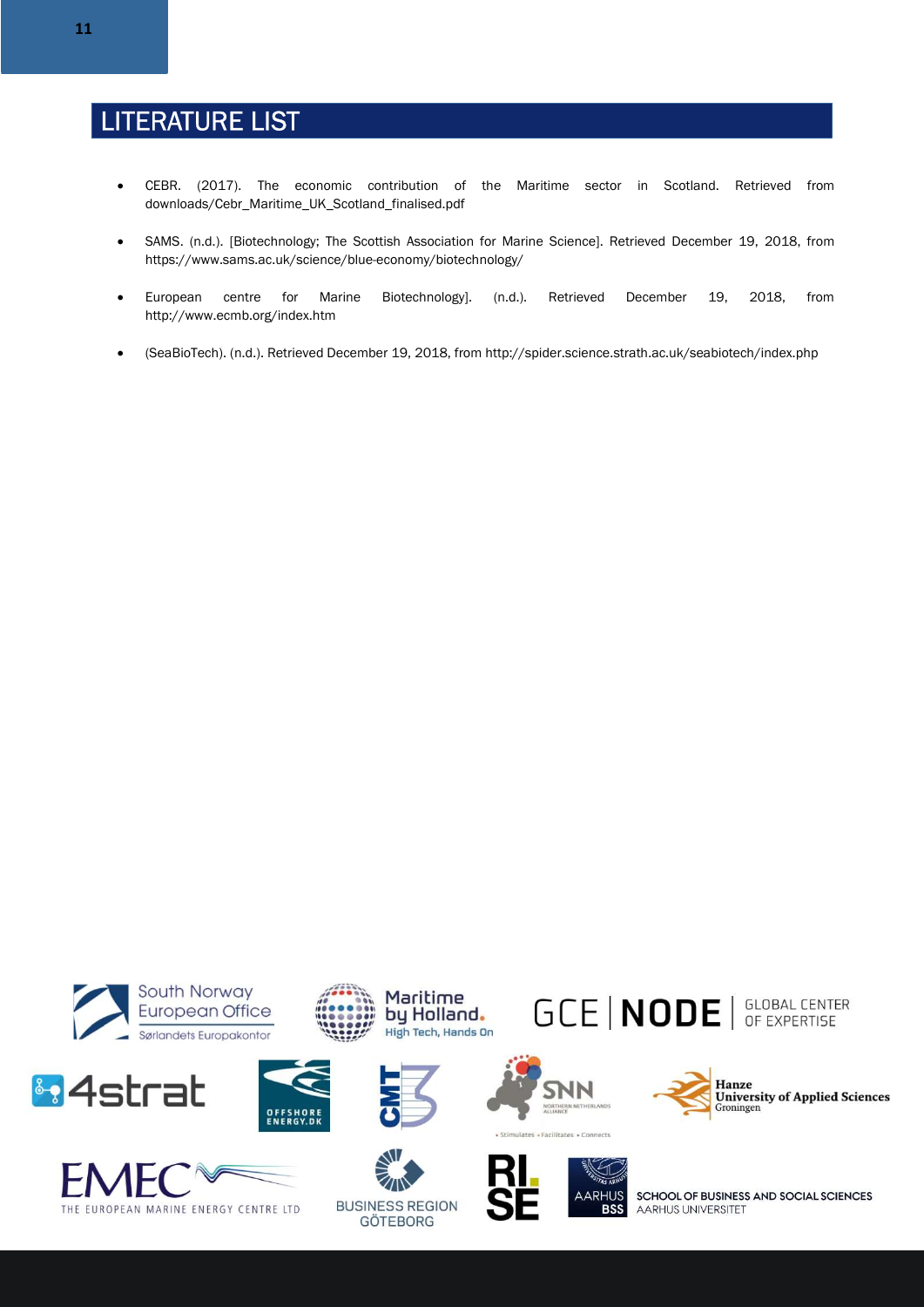# LITERATURE LIST

- CEBR. (2017). The economic contribution of the Maritime sector in Scotland. Retrieved from downloads/Cebr_Maritime_UK_Scotland_finalised.pdf
- SAMS. (n.d.). [Biotechnology; The Scottish Association for Marine Science]. Retrieved December 19, 2018, from https://www.sams.ac.uk/science/blue-economy/biotechnology/
- European centre for Marine Biotechnology]. (n.d.). Retrieved December 19, 2018, from http://www.ecmb.org/index.htm
- (SeaBioTech). (n.d.). Retrieved December 19, 2018, from http://spider.science.strath.ac.uk/seabiotech/index.php